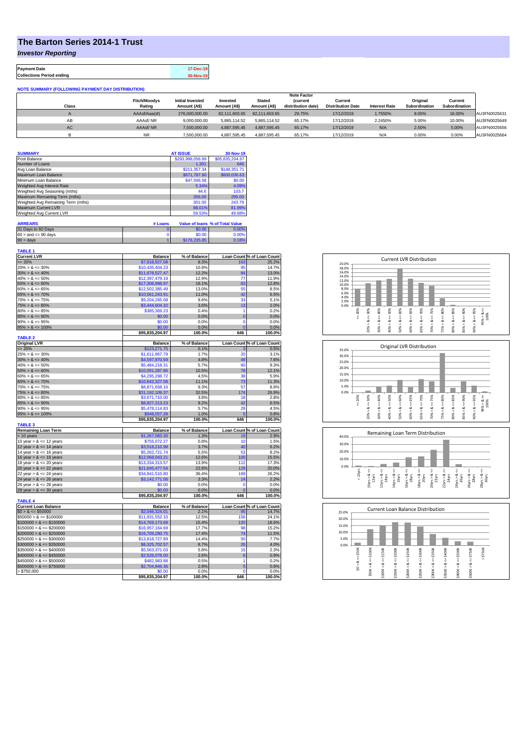# The Barton Series 2014-1 Trust

## *Investor Reporting*

| | |
|---|---|
| **Payment Date** | 17-Dec-19 |
| **Collections Period ending** | 30-Nov-19 |

**NOTE SUMMARY (FOLLOWING PAYMENT DAY DISTRIBUTION)**

| Class | Fitch/Moodys Rating | Initial Invested Amount (A$) | Invested Amount (A$) | Stated Amount (A$) | Note Factor (current distribution date) | Current Distribution Date | Interest Rate | Original Subordination | Current Subordination | |
|---|---|---|---|---|---|---|---|---|---|---|
| A | AAAsf/Aaa(sf) | 276,000,000.00 | 82,111,603.65 | 82,111,603.65 | 29.75% | 17/12/2019 | 1.7550% | 8.00% | 16.00% | AU3FN0025631 |
| AB | AAAsf/ NR | 9,000,000.00 | 5,865,114.52 | 5,865,114.52 | 65.17% | 17/12/2019 | 2.2450% | 5.00% | 10.00% | AU3FN0025649 |
| AC | AAAsf/ NR | 7,500,000.00 | 4,887,595.45 | 4,887,595.45 | 65.17% | 17/12/2019 | N/A | 2.50% | 5.00% | AU3FN0025656 |
| B | NR | 7,500,000.00 | 4,887,595.45 | 4,887,595.45 | 65.17% | 17/12/2019 | N/A | 0.00% | 0.00% | AU3FN0025664 |

| SUMMARY | AT ISSUE | 30-Nov-19 |
|---|---|---|
| Pool Balance | $293,998,056.99 | $95,835,204.97 |
| Number of Loans | 1,391 | 646 |
| Avg Loan Balance | $211,357.34 | $148,351.71 |
| Maximum Loan Balance | $671,787.60 | $600,036.63 |
| Minimum Loan Balance | $47,506.58 | $0.00 |
| Weighted Avg Interest Rate | 5.34% | 4.09% |
| Weighted Avg Seasoning (mths) | 44.6 | 103.7 |
| Maximum Remaining Term (mths) | 356.00 | 295.00 |
| Weighted Avg Remaining Term (mths) | 301.00 | 243.79 |
| Maximum Current LVR | 88.01% | 81.99% |
| Weighted Avg Current LVR | 59.53% | 49.68% |

| ARREARS | # Loans | Value of loans | % of Total Value |
|---|---|---|---|
| 31 Days to 60 Days | 0 | $0.00 | 0.00% |
| 60 > and <= 90 days | 0 | $0.00 | 0.00% |
| 90 > days | 1 | $176,235.85 | 0.18% |

**TABLE 1**

| Current LVR | Balance | % of Balance | Loan Count | % of Loan Count |
|---|---|---|---|---|
| <= 20% | $7,918,927.08 | 8.3% | 163 | 25.2% |
| 20% > & <= 30% | $10,435,404.23 | 10.9% | 95 | 14.7% |
| 30% > & <= 40% | $11,678,527.47 | 12.2% | 84 | 13.0% |
| 40% > & <= 50% | $12,397,479.19 | 12.9% | 77 | 11.9% |
| 50% > & <= 60% | $17,306,998.97 | 18.1% | 83 | 12.8% |
| 60% > & <= 65% | $12,502,385.49 | 13.0% | 55 | 8.5% |
| 65% > & <= 70% | $10,561,243.91 | 11.0% | 42 | 6.5% |
| 70% > & <= 75% | $9,204,265.08 | 9.6% | 33 | 5.1% |
| 75% > & <= 80% | $3,444,604.32 | 3.6% | 13 | 2.0% |
| 80% > & <= 85% | $385,369.23 | 0.4% | 1 | 0.2% |
| 85% > & <= 90% | $0.00 | 0.0% | 0 | 0.0% |
| 90% > & <= 95% | $0.00 | 0.0% | 0 | 0.0% |
| 95% > & <= 100% | $0.00 | 0.0% | 0 | 0.0% |
| | $95,835,204.97 | 100.0% | 646 | 100.0% |

**TABLE 2**

| Original LVR | Balance | % of Balance | Loan Count | % of Loan Count |
|---|---|---|---|---|
| <= 20% | $123,271.75 | 0.1% | 3 | 0.5% |
| 25% > & <= 30% | $1,611,967.79 | 1.7% | 20 | 3.1% |
| 30% > & <= 40% | $4,597,970.59 | 4.8% | 49 | 7.6% |
| 40% > & <= 50% | $5,484,218.31 | 5.7% | 60 | 9.3% |
| 50% > & <= 60% | $10,091,287.86 | 10.5% | 78 | 12.1% |
| 60% > & <= 65% | $4,295,298.72 | 4.5% | 38 | 5.9% |
| 65% > & <= 70% | $10,642,327.08 | 11.1% | 73 | 11.3% |
| 70% > & <= 75% | $8,871,658.16 | 9.3% | 57 | 8.8% |
| 75% > & <= 80% | $31,192,109.37 | 32.5% | 174 | 26.9% |
| 80% > & <= 85% | $3,671,710.00 | 3.8% | 18 | 2.8% |
| 85% > & <= 90% | $8,827,213.23 | 9.2% | 42 | 6.5% |
| 90% > & <= 95% | $5,478,114.83 | 5.7% | 29 | 4.5% |
| 95% > & <= 100% | $948,057.28 | 1.0% | 5 | 0.8% |
| | $95,835,204.97 | 100.0% | 646 | 100.0% |

**TABLE 3**

| Remaining Loan Term | Balance | % of Balance | Loan Count | % of Loan Count |
|---|---|---|---|---|
| < 10 years | $1,267,083.30 | 1.3% | 19 | 2.9% |
| 10 year > & <= 12 years | $755,072.27 | 0.8% | 10 | 1.5% |
| 12 year > & <= 14 years | $3,518,210.98 | 3.7% | 40 | 6.2% |
| 14 year > & <= 16 years | $5,262,721.74 | 5.5% | 53 | 8.2% |
| 16 year > & <= 18 years | $12,068,043.21 | 12.6% | 100 | 15.5% |
| 18 year > & <= 20 years | $13,334,313.57 | 13.9% | 112 | 17.3% |
| 20 year > & <= 22 years | $21,645,477.54 | 22.6% | 129 | 20.0% |
| 22 year > & <= 24 years | $34,841,510.80 | 36.4% | 169 | 26.2% |
| 24 year > & <= 26 years | $3,142,771.56 | 3.3% | 14 | 2.2% |
| 26 year > & <= 28 years | $0.00 | 0.0% | 0 | 0.0% |
| 28 year > & <= 30 years | $0.00 | 0.0% | 0 | 0.0% |
| | $95,835,204.97 | 100.0% | 646 | 100.0% |

**TABLE 4**

| Current Loan Balance | Balance | % of Balance | Loan Count | % of Loan Count |
|---|---|---|---|---|
| $0 > & <= $50000 | $2,046,324.01 | 2.1% | 95 | 14.7% |
| $50000 > & <= $100000 | $11,931,552.10 | 12.5% | 156 | 24.1% |
| $100000 > & <= $150000 | $14,769,173.69 | 15.4% | 120 | 18.6% |
| $150000 > & <= $200000 | $16,957,164.69 | 17.7% | 98 | 15.2% |
| $200000 > & <= $250000 | $16,709,280.75 | 17.4% | 74 | 11.5% |
| $250000 > & <= $300000 | $13,818,727.89 | 14.4% | 50 | 7.7% |
| $300000 > & <= $350000 | $8,325,702.57 | 8.7% | 26 | 4.0% |
| $350000 > & <= $400000 | $5,563,371.03 | 5.8% | 15 | 2.3% |
| $400000 > & <= $450000 | $2,526,078.00 | 2.6% | 6 | 0.9% |
| $450000 > & <= $500000 | $482,983.88 | 0.5% | 1 | 0.2% |
| $500000 > & <= $750000 | $2,704,846.36 | 2.8% | 5 | 0.8% |
| > $750,000 | $0.00 | 0.0% | 0 | 0.0% |
| | $95,835,204.97 | 100.0% | 646 | 100.0% |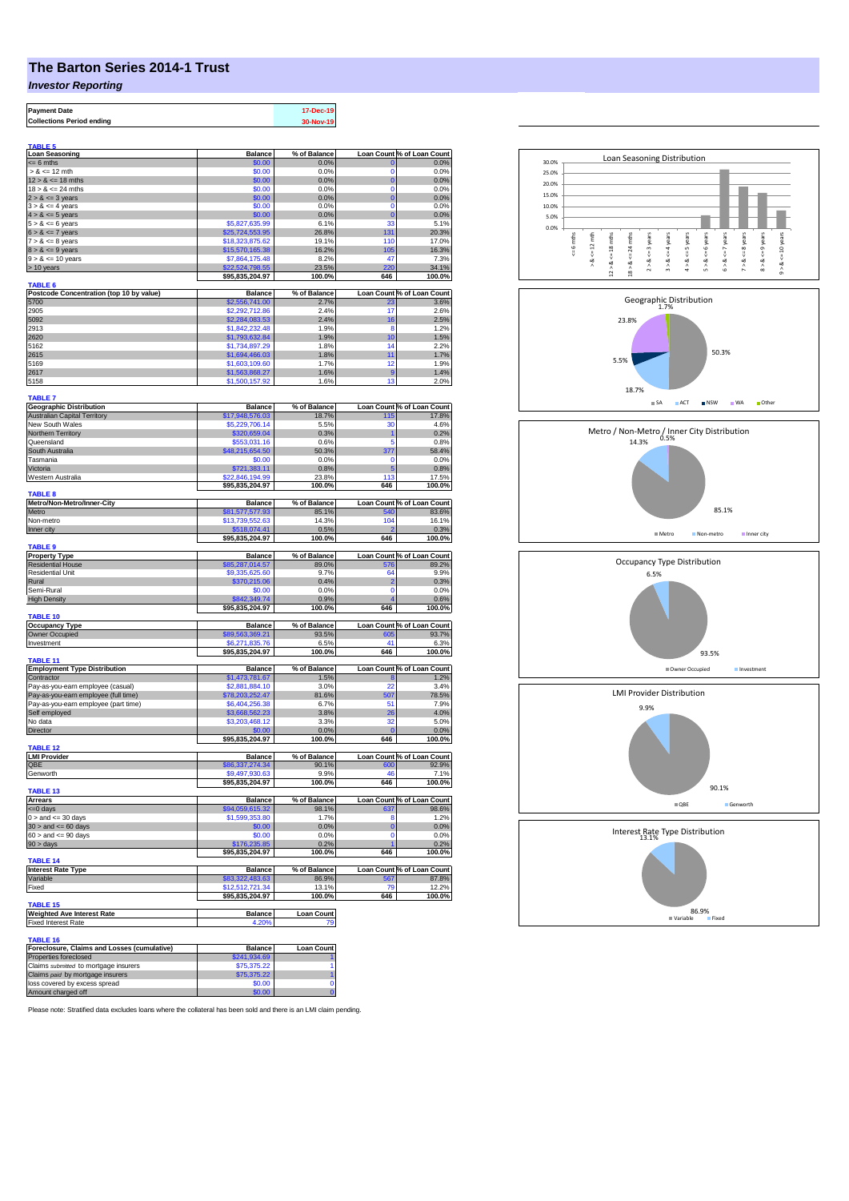# The Barton Series 2014-1 Trust

*Investor Reporting*

| | |
|---|---|
| **Payment Date** | 17-Dec-19 |
| **Collections Period ending** | 30-Nov-19 |

**TABLE 5**

| Loan Seasoning | Balance | % of Balance | Loan Count | % of Loan Count |
|---|---|---|---|---|
| <= 6 mths | $0.00 | 0.0% | 0 | 0.0% |
| > & <= 12 mth | $0.00 | 0.0% | 0 | 0.0% |
| 12 > & <= 18 mths | $0.00 | 0.0% | 0 | 0.0% |
| 18 > & <= 24 mths | $0.00 | 0.0% | 0 | 0.0% |
| 2 > & <= 3 years | $0.00 | 0.0% | 0 | 0.0% |
| 3 > & <= 4 years | $0.00 | 0.0% | 0 | 0.0% |
| 4 > & <= 5 years | $0.00 | 0.0% | 0 | 0.0% |
| 5 > & <= 6 years | $5,827,635.99 | 6.1% | 33 | 5.1% |
| 6 > & <= 7 years | $25,724,553.95 | 26.8% | 131 | 20.3% |
| 7 > & <= 8 years | $18,323,875.62 | 19.1% | 110 | 17.0% |
| 8 > & <= 9 years | $15,570,165.38 | 16.2% | 105 | 16.3% |
| 9 > & <= 10 years | $7,864,175.48 | 8.2% | 47 | 7.3% |
| > 10 years | $22,524,798.55 | 23.5% | 220 | 34.1% |
| | $95,835,204.97 | 100.0% | 646 | 100.0% |

**TABLE 6**

| Postcode Concentration (top 10 by value) | Balance | % of Balance | Loan Count | % of Loan Count |
|---|---|---|---|---|
| 5700 | $2,556,741.00 | 2.7% | 23 | 3.6% |
| 2905 | $2,292,712.86 | 2.4% | 17 | 2.6% |
| 5092 | $2,284,083.53 | 2.4% | 16 | 2.5% |
| 2913 | $1,842,232.48 | 1.9% | 8 | 1.2% |
| 2620 | $1,793,632.84 | 1.9% | 10 | 1.5% |
| 5162 | $1,734,897.29 | 1.8% | 14 | 2.2% |
| 2615 | $1,694,466.03 | 1.8% | 11 | 1.7% |
| 5169 | $1,603,109.60 | 1.7% | 12 | 1.9% |
| 2617 | $1,563,868.27 | 1.6% | 9 | 1.4% |
| 5158 | $1,500,157.92 | 1.6% | 13 | 2.0% |

**TABLE 7**

| Geographic Distribution | Balance | % of Balance | Loan Count | % of Loan Count |
|---|---|---|---|---|
| Australian Capital Territory | $17,948,576.03 | 18.7% | 115 | 17.8% |
| New South Wales | $5,229,706.14 | 5.5% | 30 | 4.6% |
| Northern Territory | $320,659.04 | 0.3% | 1 | 0.2% |
| Queensland | $553,031.16 | 0.6% | 5 | 0.8% |
| South Australia | $48,215,654.50 | 50.3% | 377 | 58.4% |
| Tasmania | $0.00 | 0.0% | 0 | 0.0% |
| Victoria | $721,383.11 | 0.8% | 5 | 0.8% |
| Western Australia | $22,846,194.99 | 23.8% | 113 | 17.5% |
| | $95,835,204.97 | 100.0% | 646 | 100.0% |

**TABLE 8**

| Metro/Non-Metro/Inner-City | Balance | % of Balance | Loan Count | % of Loan Count |
|---|---|---|---|---|
| Metro | $81,577,577.93 | 85.1% | 540 | 83.6% |
| Non-metro | $13,739,552.63 | 14.3% | 104 | 16.1% |
| Inner city | $518,074.41 | 0.5% | 2 | 0.3% |
| | $95,835,204.97 | 100.0% | 646 | 100.0% |

**TABLE 9**

| Property Type | Balance | % of Balance | Loan Count | % of Loan Count |
|---|---|---|---|---|
| Residential House | $85,287,014.57 | 89.0% | 576 | 89.2% |
| Residential Unit | $9,335,625.60 | 9.7% | 64 | 9.9% |
| Rural | $370,215.06 | 0.4% | 2 | 0.3% |
| Semi-Rural | $0.00 | 0.0% | 0 | 0.0% |
| High Density | $842,349.74 | 0.9% | 4 | 0.6% |
| | $95,835,204.97 | 100.0% | 646 | 100.0% |

**TABLE 10**

| Occupancy Type | Balance | % of Balance | Loan Count | % of Loan Count |
|---|---|---|---|---|
| Owner Occupied | $89,563,369.21 | 93.5% | 605 | 93.7% |
| Investment | $6,271,835.76 | 6.5% | 41 | 6.3% |
| | $95,835,204.97 | 100.0% | 646 | 100.0% |

**TABLE 11**

| Employment Type Distribution | Balance | % of Balance | Loan Count | % of Loan Count |
|---|---|---|---|---|
| Contractor | $1,473,781.67 | 1.5% | 8 | 1.2% |
| Pay-as-you-earn employee (casual) | $2,881,884.10 | 3.0% | 22 | 3.4% |
| Pay-as-you-earn employee (full time) | $78,203,252.47 | 81.6% | 507 | 78.5% |
| Pay-as-you-earn employee (part time) | $6,404,256.38 | 6.7% | 51 | 7.9% |
| Self employed | $3,668,562.23 | 3.8% | 26 | 4.0% |
| No data | $3,203,468.12 | 3.3% | 32 | 5.0% |
| Director | $0.00 | 0.0% | 0 | 0.0% |
| | $95,835,204.97 | 100.0% | 646 | 100.0% |

**TABLE 12**

| LMI Provider | Balance | % of Balance | Loan Count | % of Loan Count |
|---|---|---|---|---|
| QBE | $86,337,274.34 | 90.1% | 600 | 92.9% |
| Genworth | $9,497,930.63 | 9.9% | 46 | 7.1% |
| | $95,835,204.97 | 100.0% | 646 | 100.0% |

**TABLE 13**

| Arrears | Balance | % of Balance | Loan Count | % of Loan Count |
|---|---|---|---|---|
| <=0 days | $94,059,615.32 | 98.1% | 637 | 98.6% |
| 0 > and <= 30 days | $1,599,353.80 | 1.7% | 8 | 1.2% |
| 30 > and <= 60 days | $0.00 | 0.0% | 0 | 0.0% |
| 60 > and <= 90 days | $0.00 | 0.0% | 0 | 0.0% |
| 90 > days | $176,235.85 | 0.2% | 1 | 0.2% |
| | $95,835,204.97 | 100.0% | 646 | 100.0% |

**TABLE 14**

| Interest Rate Type | Balance | % of Balance | Loan Count | % of Loan Count |
|---|---|---|---|---|
| Variable | $83,322,483.63 | 86.9% | 567 | 87.8% |
| Fixed | $12,512,721.34 | 13.1% | 79 | 12.2% |
| | $95,835,204.97 | 100.0% | 646 | 100.0% |

**TABLE 15**

| Weighted Ave Interest Rate | Balance | Loan Count |
|---|---|---|
| Fixed Interest Rate | 4.20% | 79 |

**TABLE 16**

| Foreclosure, Claims and Losses (cumulative) | Balance | Loan Count |
|---|---|---|
| Properties foreclosed | $241,934.69 | 1 |
| Claims *submitted* to mortgage insurers | $75,375.22 | 1 |
| Claims *paid* by mortgage insurers | $75,375.22 | 1 |
| loss covered by excess spread | $0.00 | 0 |
| Amount charged off | $0.00 | 0 |

Please note: Stratified data excludes loans where the collateral has been sold and there is an LMI claim pending.

Loan Seasoning Distribution
30.0%
25.0%
20.0%
15.0%
10.0%
5.0%
0.0%
<= 6 mths
> & <= 12 mth
12 > & <= 18 mths
18 > & <= 24 mths
2 > & <= 3 years
3 > & <= 4 years
4 > & <= 5 years
5 > & <= 6 years
6 > & <= 7 years
7 > & <= 8 years
8 > & <= 9 years
9 > & <= 10 years

Geographic Distribution
1.7%
23.8%
5.5%
50.3%
18.7%
SA ACT NSW WA Other

Metro / Non-Metro / Inner City Distribution
0.5%
14.3%
85.1%
Metro Non-metro Inner city

Occupancy Type Distribution
6.5%
93.5%
Owner Occupied Investment

LMI Provider Distribution
9.9%
90.1%
QBE Genworth

Interest Rate Type Distribution
13.1%
86.9%
Variable Fixed